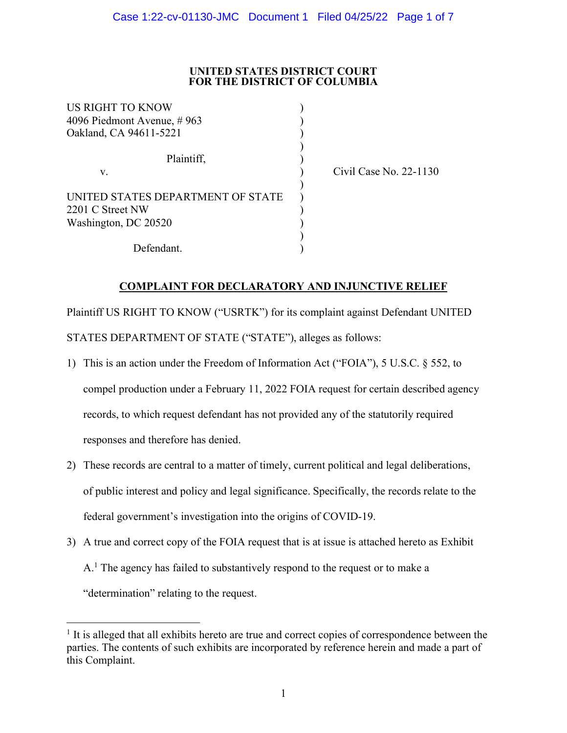**UNITED STATES DISTRICT COURT**
**FOR THE DISTRICT OF COLUMBIA**

US RIGHT TO KNOW
4096 Piedmont Avenue, # 963
Oakland, CA 94611-5221

Plaintiff,

v.

UNITED STATES DEPARTMENT OF STATE
2201 C Street NW
Washington, DC 20520

Defendant.

Civil Case No. 22-1130

**COMPLAINT FOR DECLARATORY AND INJUNCTIVE RELIEF**

Plaintiff US RIGHT TO KNOW ("USRTK") for its complaint against Defendant UNITED STATES DEPARTMENT OF STATE ("STATE"), alleges as follows:

1) This is an action under the Freedom of Information Act ("FOIA"), 5 U.S.C. § 552, to compel production under a February 11, 2022 FOIA request for certain described agency records, to which request defendant has not provided any of the statutorily required responses and therefore has denied.

2) These records are central to a matter of timely, current political and legal deliberations, of public interest and policy and legal significance. Specifically, the records relate to the federal government's investigation into the origins of COVID-19.

3) A true and correct copy of the FOIA request that is at issue is attached hereto as Exhibit A.[1] The agency has failed to substantively respond to the request or to make a "determination" relating to the request.

[1] It is alleged that all exhibits hereto are true and correct copies of correspondence between the parties. The contents of such exhibits are incorporated by reference herein and made a part of this Complaint.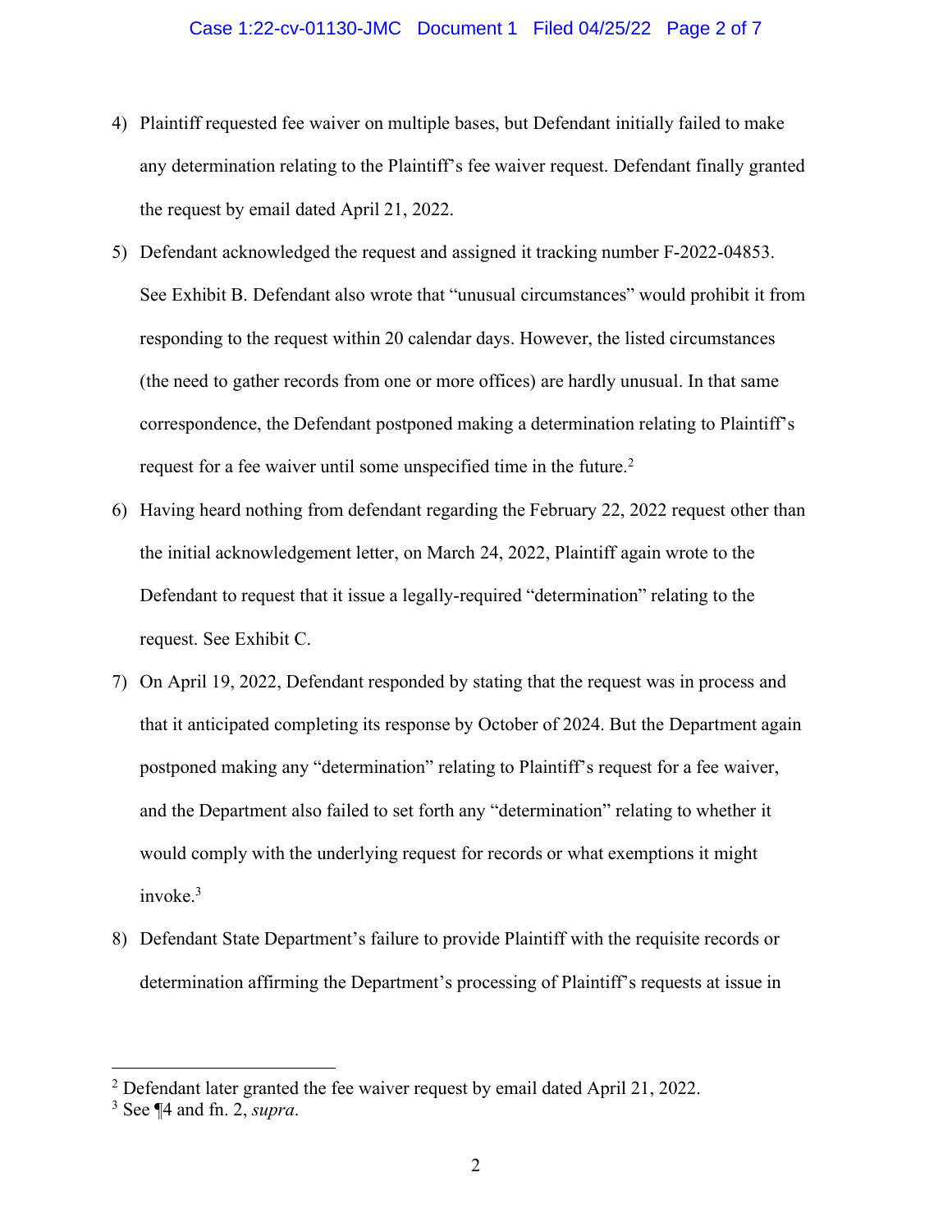4) Plaintiff requested fee waiver on multiple bases, but Defendant initially failed to make any determination relating to the Plaintiff's fee waiver request. Defendant finally granted the request by email dated April 21, 2022.

5) Defendant acknowledged the request and assigned it tracking number F-2022-04853. See Exhibit B. Defendant also wrote that "unusual circumstances" would prohibit it from responding to the request within 20 calendar days. However, the listed circumstances (the need to gather records from one or more offices) are hardly unusual. In that same correspondence, the Defendant postponed making a determination relating to Plaintiff's request for a fee waiver until some unspecified time in the future.[2]

6) Having heard nothing from defendant regarding the February 22, 2022 request other than the initial acknowledgement letter, on March 24, 2022, Plaintiff again wrote to the Defendant to request that it issue a legally-required "determination" relating to the request. See Exhibit C.

7) On April 19, 2022, Defendant responded by stating that the request was in process and that it anticipated completing its response by October of 2024. But the Department again postponed making any "determination" relating to Plaintiff's request for a fee waiver, and the Department also failed to set forth any "determination" relating to whether it would comply with the underlying request for records or what exemptions it might invoke.[3]

8) Defendant State Department's failure to provide Plaintiff with the requisite records or determination affirming the Department's processing of Plaintiff's requests at issue in

---

[2] Defendant later granted the fee waiver request by email dated April 21, 2022.

[3] See ¶4 and fn. 2, *supra*.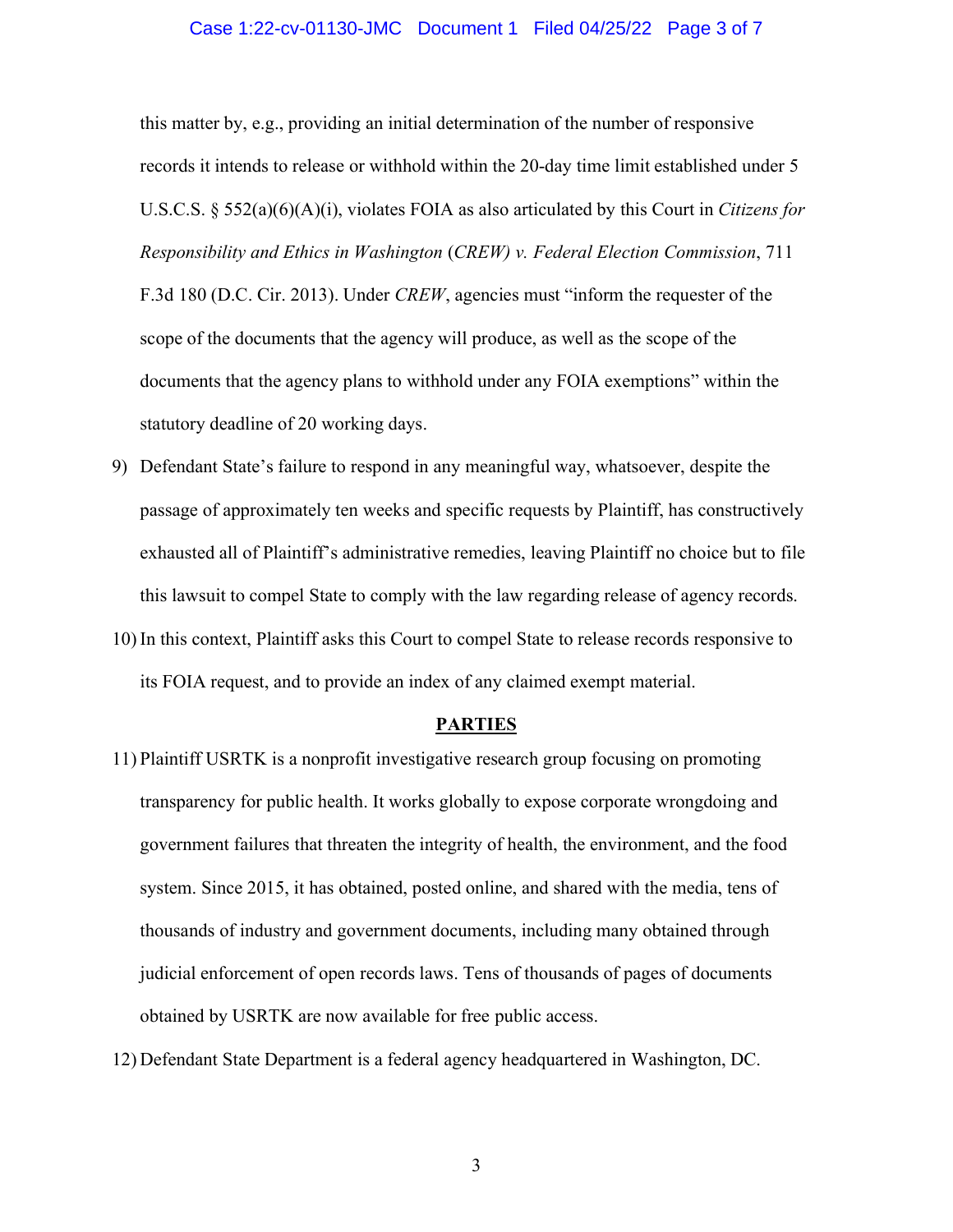this matter by, e.g., providing an initial determination of the number of responsive records it intends to release or withhold within the 20-day time limit established under 5 U.S.C.S. § 552(a)(6)(A)(i), violates FOIA as also articulated by this Court in *Citizens for Responsibility and Ethics in Washington* (*CREW) v. Federal Election Commission*, 711 F.3d 180 (D.C. Cir. 2013). Under *CREW*, agencies must "inform the requester of the scope of the documents that the agency will produce, as well as the scope of the documents that the agency plans to withhold under any FOIA exemptions" within the statutory deadline of 20 working days.

9) Defendant State's failure to respond in any meaningful way, whatsoever, despite the passage of approximately ten weeks and specific requests by Plaintiff, has constructively exhausted all of Plaintiff's administrative remedies, leaving Plaintiff no choice but to file this lawsuit to compel State to comply with the law regarding release of agency records.

10) In this context, Plaintiff asks this Court to compel State to release records responsive to its FOIA request, and to provide an index of any claimed exempt material.

## PARTIES

11) Plaintiff USRTK is a nonprofit investigative research group focusing on promoting transparency for public health. It works globally to expose corporate wrongdoing and government failures that threaten the integrity of health, the environment, and the food system. Since 2015, it has obtained, posted online, and shared with the media, tens of thousands of industry and government documents, including many obtained through judicial enforcement of open records laws. Tens of thousands of pages of documents obtained by USRTK are now available for free public access.

12) Defendant State Department is a federal agency headquartered in Washington, DC.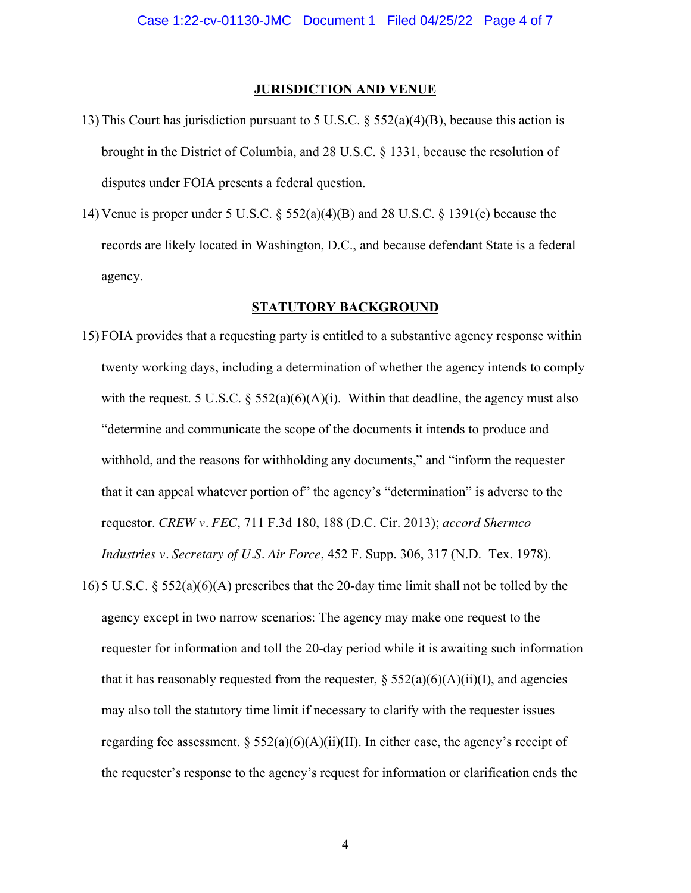## JURISDICTION AND VENUE

13) This Court has jurisdiction pursuant to 5 U.S.C. § 552(a)(4)(B), because this action is brought in the District of Columbia, and 28 U.S.C. § 1331, because the resolution of disputes under FOIA presents a federal question.

14) Venue is proper under 5 U.S.C. § 552(a)(4)(B) and 28 U.S.C. § 1391(e) because the records are likely located in Washington, D.C., and because defendant State is a federal agency.

## STATUTORY BACKGROUND

15) FOIA provides that a requesting party is entitled to a substantive agency response within twenty working days, including a determination of whether the agency intends to comply with the request. 5 U.S.C. § 552(a)(6)(A)(i). Within that deadline, the agency must also "determine and communicate the scope of the documents it intends to produce and withhold, and the reasons for withholding any documents," and "inform the requester that it can appeal whatever portion of" the agency's "determination" is adverse to the requestor. *CREW v. FEC*, 711 F.3d 180, 188 (D.C. Cir. 2013); *accord Shermco Industries v. Secretary of U.S. Air Force*, 452 F. Supp. 306, 317 (N.D. Tex. 1978).

16) 5 U.S.C. § 552(a)(6)(A) prescribes that the 20-day time limit shall not be tolled by the agency except in two narrow scenarios: The agency may make one request to the requester for information and toll the 20-day period while it is awaiting such information that it has reasonably requested from the requester, § 552(a)(6)(A)(ii)(I), and agencies may also toll the statutory time limit if necessary to clarify with the requester issues regarding fee assessment. § 552(a)(6)(A)(ii)(II). In either case, the agency's receipt of the requester's response to the agency's request for information or clarification ends the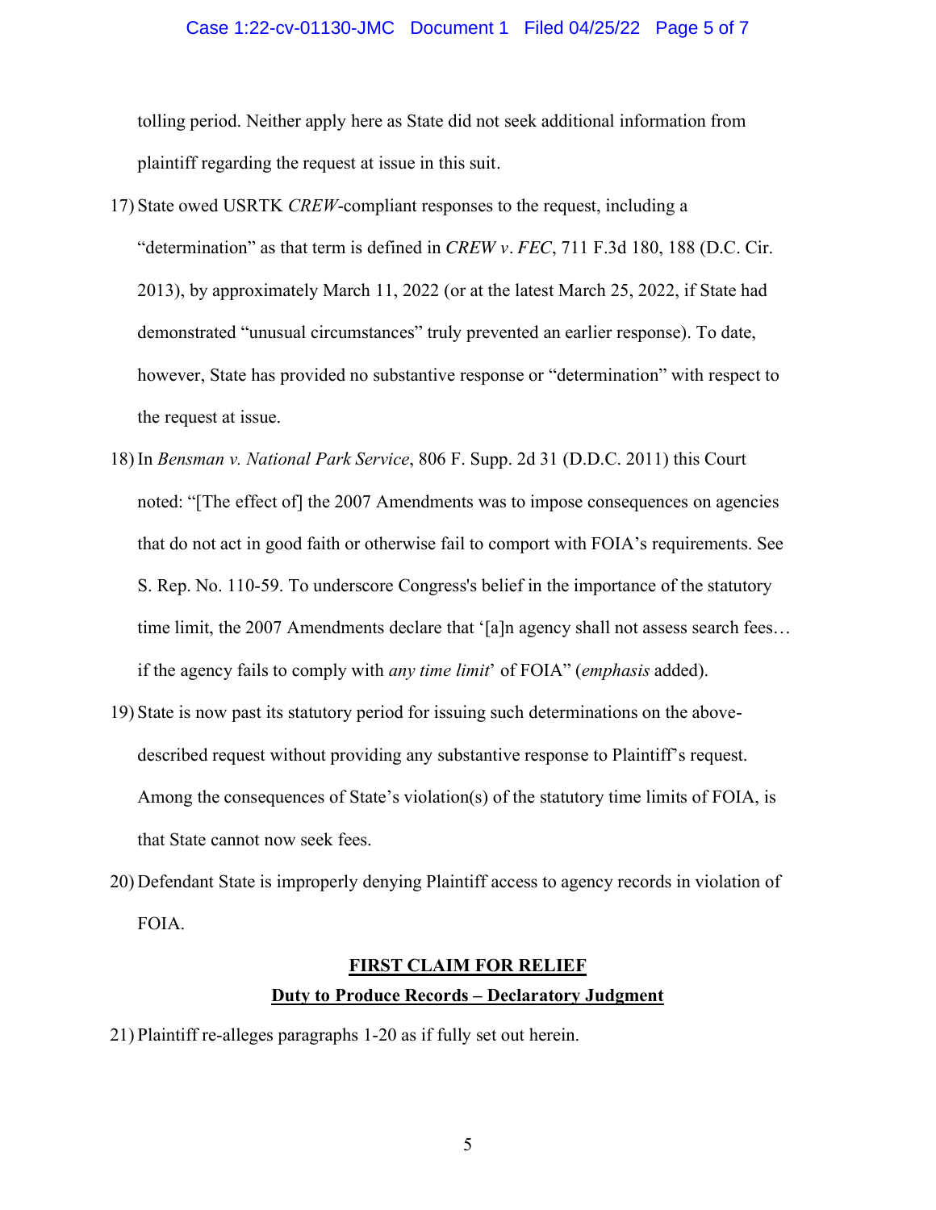tolling period. Neither apply here as State did not seek additional information from plaintiff regarding the request at issue in this suit.

17) State owed USRTK *CREW*-compliant responses to the request, including a "determination" as that term is defined in *CREW v. FEC*, 711 F.3d 180, 188 (D.C. Cir. 2013), by approximately March 11, 2022 (or at the latest March 25, 2022, if State had demonstrated "unusual circumstances" truly prevented an earlier response). To date, however, State has provided no substantive response or "determination" with respect to the request at issue.

18) In *Bensman v. National Park Service*, 806 F. Supp. 2d 31 (D.D.C. 2011) this Court noted: "[The effect of] the 2007 Amendments was to impose consequences on agencies that do not act in good faith or otherwise fail to comport with FOIA's requirements. See S. Rep. No. 110-59. To underscore Congress's belief in the importance of the statutory time limit, the 2007 Amendments declare that '[a]n agency shall not assess search fees… if the agency fails to comply with *any time limit*' of FOIA" (*emphasis* added).

19) State is now past its statutory period for issuing such determinations on the above-described request without providing any substantive response to Plaintiff's request. Among the consequences of State's violation(s) of the statutory time limits of FOIA, is that State cannot now seek fees.

20) Defendant State is improperly denying Plaintiff access to agency records in violation of FOIA.

## FIRST CLAIM FOR RELIEF

## Duty to Produce Records – Declaratory Judgment

21) Plaintiff re-alleges paragraphs 1-20 as if fully set out herein.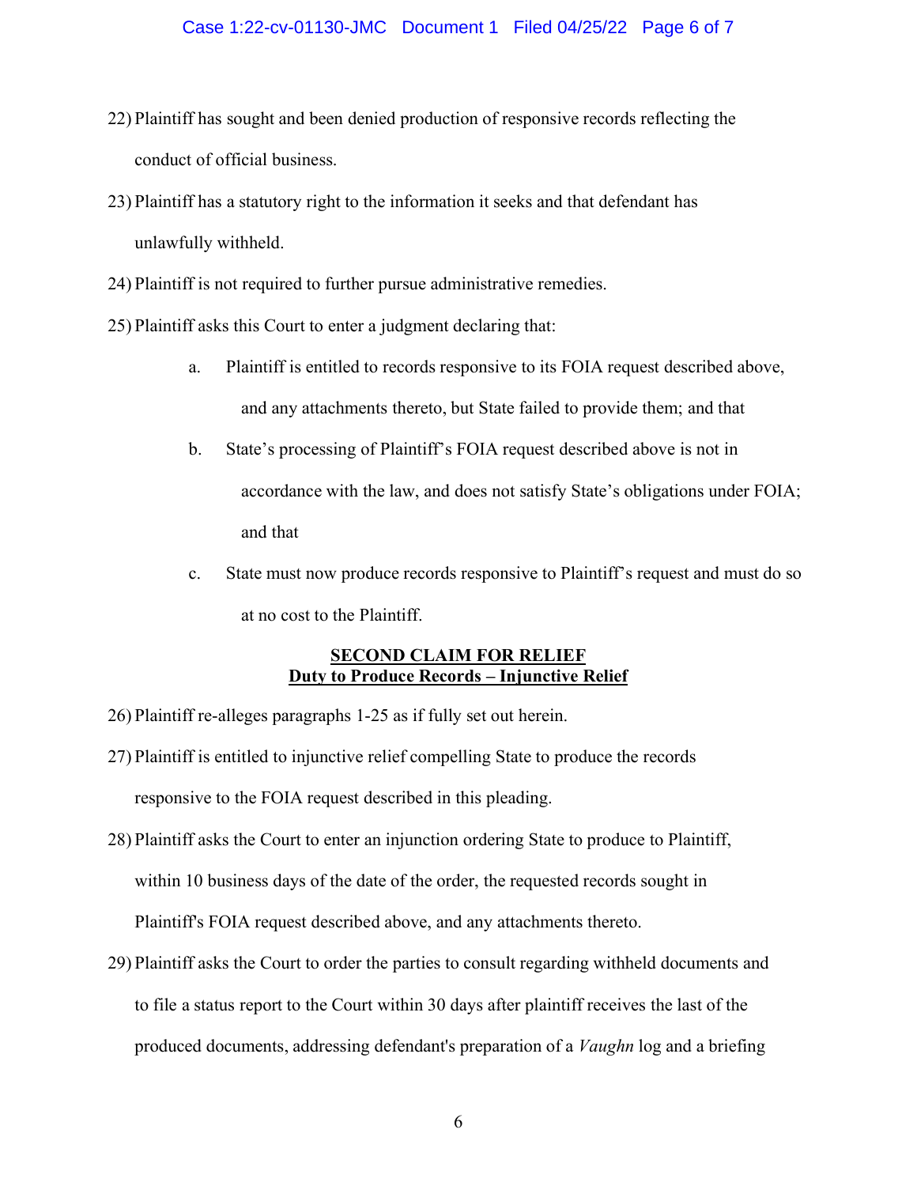22) Plaintiff has sought and been denied production of responsive records reflecting the conduct of official business.

23) Plaintiff has a statutory right to the information it seeks and that defendant has unlawfully withheld.

24) Plaintiff is not required to further pursue administrative remedies.

25) Plaintiff asks this Court to enter a judgment declaring that:

    a. Plaintiff is entitled to records responsive to its FOIA request described above, and any attachments thereto, but State failed to provide them; and that

    b. State's processing of Plaintiff's FOIA request described above is not in accordance with the law, and does not satisfy State's obligations under FOIA; and that

    c. State must now produce records responsive to Plaintiff's request and must do so at no cost to the Plaintiff.

## **SECOND CLAIM FOR RELIEF**
## **Duty to Produce Records – Injunctive Relief**

26) Plaintiff re-alleges paragraphs 1-25 as if fully set out herein.

27) Plaintiff is entitled to injunctive relief compelling State to produce the records responsive to the FOIA request described in this pleading.

28) Plaintiff asks the Court to enter an injunction ordering State to produce to Plaintiff, within 10 business days of the date of the order, the requested records sought in Plaintiff's FOIA request described above, and any attachments thereto.

29) Plaintiff asks the Court to order the parties to consult regarding withheld documents and to file a status report to the Court within 30 days after plaintiff receives the last of the produced documents, addressing defendant's preparation of a *Vaughn* log and a briefing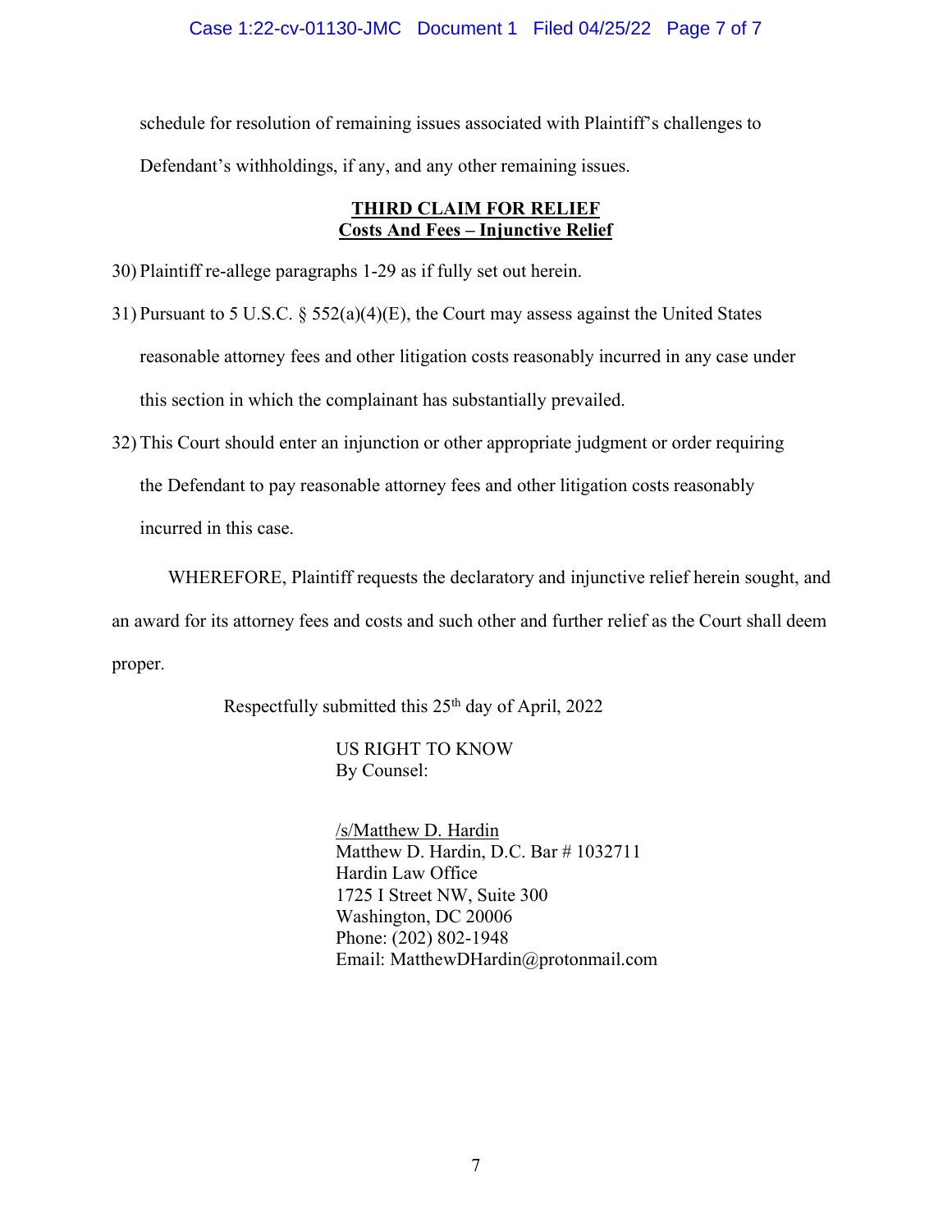schedule for resolution of remaining issues associated with Plaintiff's challenges to Defendant's withholdings, if any, and any other remaining issues.

**THIRD CLAIM FOR RELIEF**
**Costs And Fees – Injunctive Relief**

30) Plaintiff re-allege paragraphs 1-29 as if fully set out herein.

31) Pursuant to 5 U.S.C. § 552(a)(4)(E), the Court may assess against the United States reasonable attorney fees and other litigation costs reasonably incurred in any case under this section in which the complainant has substantially prevailed.

32) This Court should enter an injunction or other appropriate judgment or order requiring the Defendant to pay reasonable attorney fees and other litigation costs reasonably incurred in this case.

WHEREFORE, Plaintiff requests the declaratory and injunctive relief herein sought, and an award for its attorney fees and costs and such other and further relief as the Court shall deem proper.

Respectfully submitted this 25th day of April, 2022

US RIGHT TO KNOW
By Counsel:

/s/Matthew D. Hardin
Matthew D. Hardin, D.C. Bar # 1032711
Hardin Law Office
1725 I Street NW, Suite 300
Washington, DC 20006
Phone: (202) 802-1948
Email: MatthewDHardin@protonmail.com